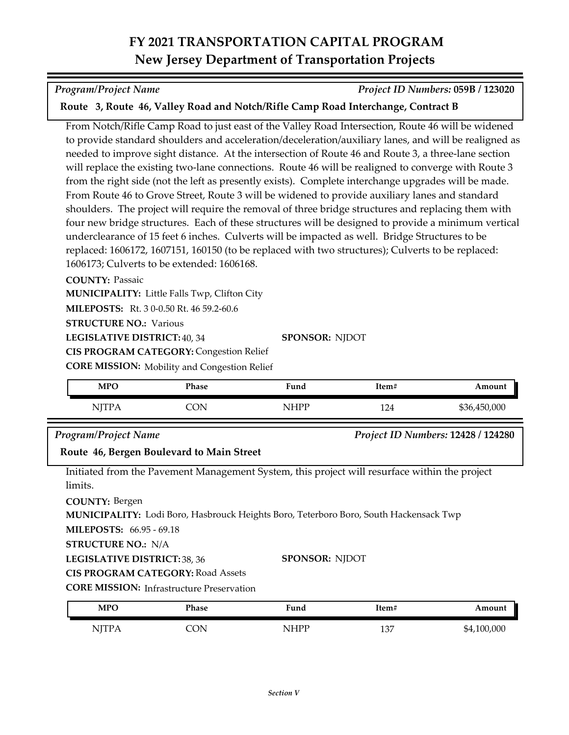# FY 2021 TRANSPORTATION CAPITAL PROGRAM
## New Jersey Department of Transportation Projects

*Program/Project Name* — *Project ID Numbers:* **059B / 123020**

**Route 3, Route 46, Valley Road and Notch/Rifle Camp Road Interchange, Contract B**

From Notch/Rifle Camp Road to just east of the Valley Road Intersection, Route 46 will be widened to provide standard shoulders and acceleration/deceleration/auxiliary lanes, and will be realigned as needed to improve sight distance. At the intersection of Route 46 and Route 3, a three-lane section will replace the existing two-lane connections. Route 46 will be realigned to converge with Route 3 from the right side (not the left as presently exists). Complete interchange upgrades will be made. From Route 46 to Grove Street, Route 3 will be widened to provide auxiliary lanes and standard shoulders. The project will require the removal of three bridge structures and replacing them with four new bridge structures. Each of these structures will be designed to provide a minimum vertical underclearance of 15 feet 6 inches. Culverts will be impacted as well. Bridge Structures to be replaced: 1606172, 1607151, 160150 (to be replaced with two structures); Culverts to be replaced: 1606173; Culverts to be extended: 1606168.

**COUNTY:** Passaic
**MUNICIPALITY:** Little Falls Twp, Clifton City
**MILEPOSTS:** Rt. 3 0-0.50 Rt. 46 59.2-60.6
**STRUCTURE NO.:** Various
**LEGISLATIVE DISTRICT:** 40, 34
**SPONSOR:** NJDOT
**CIS PROGRAM CATEGORY:** Congestion Relief
**CORE MISSION:** Mobility and Congestion Relief

| MPO | Phase | Fund | Item# | Amount |
|---|---|---|---|---|
| NJTPA | CON | NHPP | 124 | $36,450,000 |

*Program/Project Name* — *Project ID Numbers:* **12428 / 124280**

**Route 46, Bergen Boulevard to Main Street**

Initiated from the Pavement Management System, this project will resurface within the project limits.

**COUNTY:** Bergen
**MUNICIPALITY:** Lodi Boro, Hasbrouck Heights Boro, Teterboro Boro, South Hackensack Twp
**MILEPOSTS:** 66.95 - 69.18
**STRUCTURE NO.:** N/A
**LEGISLATIVE DISTRICT:** 38, 36
**SPONSOR:** NJDOT
**CIS PROGRAM CATEGORY:** Road Assets
**CORE MISSION:** Infrastructure Preservation

| MPO | Phase | Fund | Item# | Amount |
|---|---|---|---|---|
| NJTPA | CON | NHPP | 137 | $4,100,000 |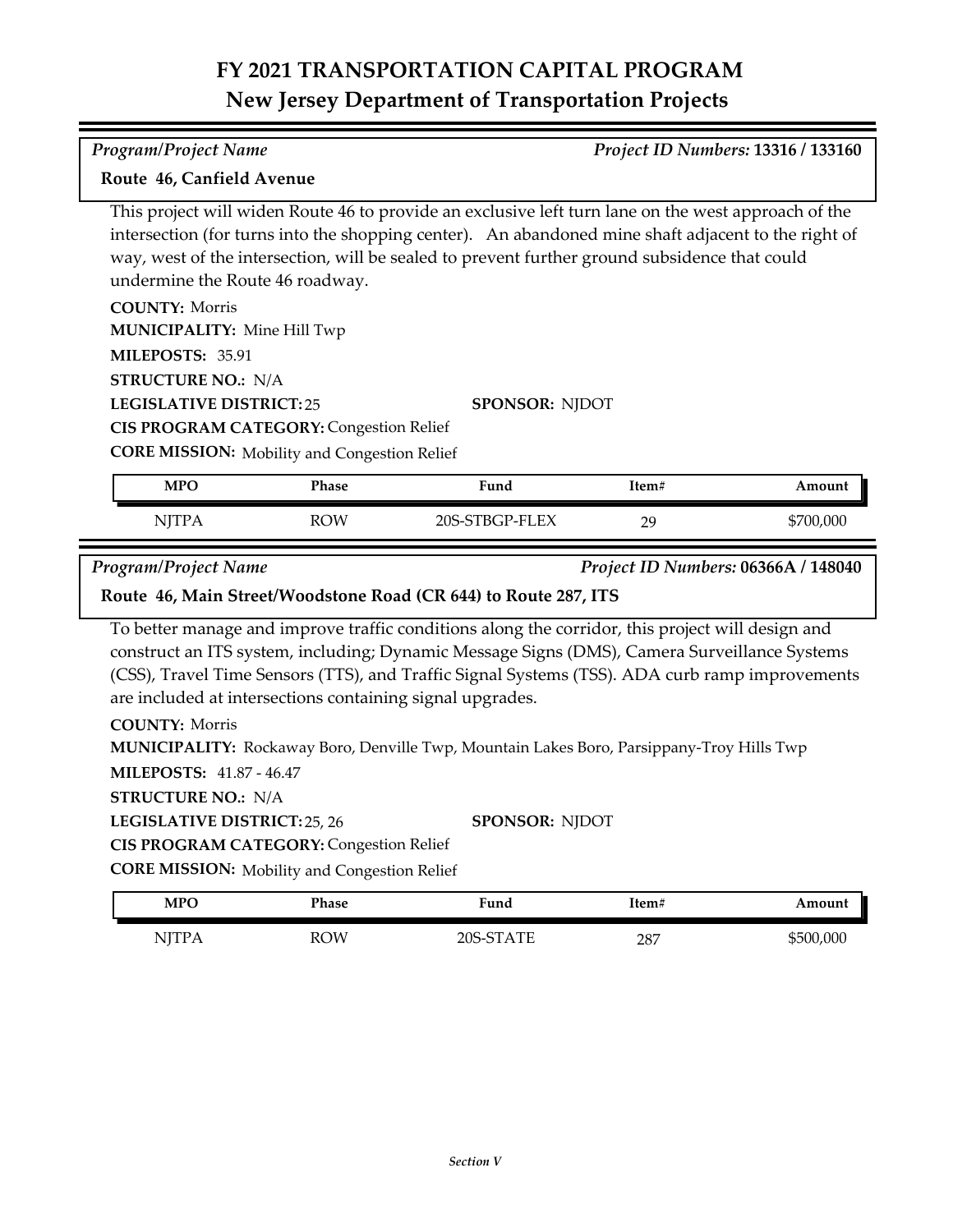# FY 2021 TRANSPORTATION CAPITAL PROGRAM
## New Jersey Department of Transportation Projects

*Program/Project Name* — *Project ID Numbers:* **13316 / 133160**

**Route 46, Canfield Avenue**

This project will widen Route 46 to provide an exclusive left turn lane on the west approach of the intersection (for turns into the shopping center). An abandoned mine shaft adjacent to the right of way, west of the intersection, will be sealed to prevent further ground subsidence that could undermine the Route 46 roadway.

**COUNTY:** Morris
**MUNICIPALITY:** Mine Hill Twp
**MILEPOSTS:** 35.91
**STRUCTURE NO.:** N/A
**LEGISLATIVE DISTRICT:** 25
**SPONSOR:** NJDOT
**CIS PROGRAM CATEGORY:** Congestion Relief
**CORE MISSION:** Mobility and Congestion Relief

| MPO | Phase | Fund | Item# | Amount |
|---|---|---|---|---|
| NJTPA | ROW | 20S-STBGP-FLEX | 29 | $700,000 |

*Program/Project Name* — *Project ID Numbers:* **06366A / 148040**

**Route 46, Main Street/Woodstone Road (CR 644) to Route 287, ITS**

To better manage and improve traffic conditions along the corridor, this project will design and construct an ITS system, including; Dynamic Message Signs (DMS), Camera Surveillance Systems (CSS), Travel Time Sensors (TTS), and Traffic Signal Systems (TSS). ADA curb ramp improvements are included at intersections containing signal upgrades.

**COUNTY:** Morris
**MUNICIPALITY:** Rockaway Boro, Denville Twp, Mountain Lakes Boro, Parsippany-Troy Hills Twp
**MILEPOSTS:** 41.87 - 46.47
**STRUCTURE NO.:** N/A
**LEGISLATIVE DISTRICT:** 25, 26
**SPONSOR:** NJDOT
**CIS PROGRAM CATEGORY:** Congestion Relief
**CORE MISSION:** Mobility and Congestion Relief

| MPO | Phase | Fund | Item# | Amount |
|---|---|---|---|---|
| NJTPA | ROW | 20S-STATE | 287 | $500,000 |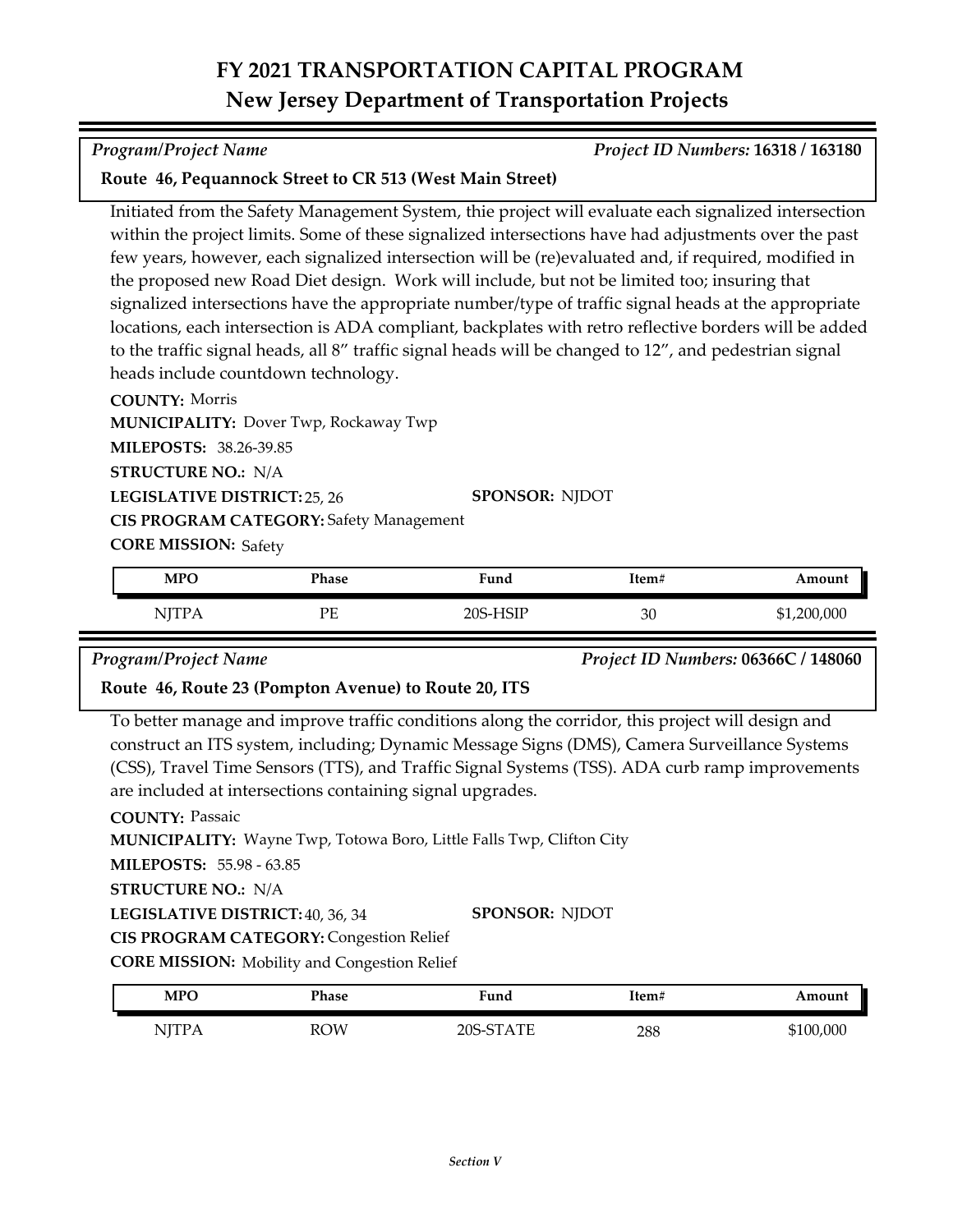# FY 2021 TRANSPORTATION CAPITAL PROGRAM
## New Jersey Department of Transportation Projects

*Program/Project Name* *Project ID Numbers:* **16318 / 163180**

**Route 46, Pequannock Street to CR 513 (West Main Street)**

Initiated from the Safety Management System, thie project will evaluate each signalized intersection within the project limits. Some of these signalized intersections have had adjustments over the past few years, however, each signalized intersection will be (re)evaluated and, if required, modified in the proposed new Road Diet design. Work will include, but not be limited too; insuring that signalized intersections have the appropriate number/type of traffic signal heads at the appropriate locations, each intersection is ADA compliant, backplates with retro reflective borders will be added to the traffic signal heads, all 8" traffic signal heads will be changed to 12", and pedestrian signal heads include countdown technology.

**COUNTY:** Morris
**MUNICIPALITY:** Dover Twp, Rockaway Twp
**MILEPOSTS:** 38.26-39.85
**STRUCTURE NO.:** N/A
**LEGISLATIVE DISTRICT:** 25, 26
**SPONSOR:** NJDOT
**CIS PROGRAM CATEGORY:** Safety Management
**CORE MISSION:** Safety

| MPO | Phase | Fund | Item# | Amount |
|---|---|---|---|---|
| NJTPA | PE | 20S-HSIP | 30 | $1,200,000 |

*Program/Project Name* *Project ID Numbers:* **06366C / 148060**

**Route 46, Route 23 (Pompton Avenue) to Route 20, ITS**

To better manage and improve traffic conditions along the corridor, this project will design and construct an ITS system, including; Dynamic Message Signs (DMS), Camera Surveillance Systems (CSS), Travel Time Sensors (TTS), and Traffic Signal Systems (TSS). ADA curb ramp improvements are included at intersections containing signal upgrades.

**COUNTY:** Passaic
**MUNICIPALITY:** Wayne Twp, Totowa Boro, Little Falls Twp, Clifton City
**MILEPOSTS:** 55.98 - 63.85
**STRUCTURE NO.:** N/A
**LEGISLATIVE DISTRICT:** 40, 36, 34
**SPONSOR:** NJDOT
**CIS PROGRAM CATEGORY:** Congestion Relief
**CORE MISSION:** Mobility and Congestion Relief

| MPO | Phase | Fund | Item# | Amount |
|---|---|---|---|---|
| NJTPA | ROW | 20S-STATE | 288 | $100,000 |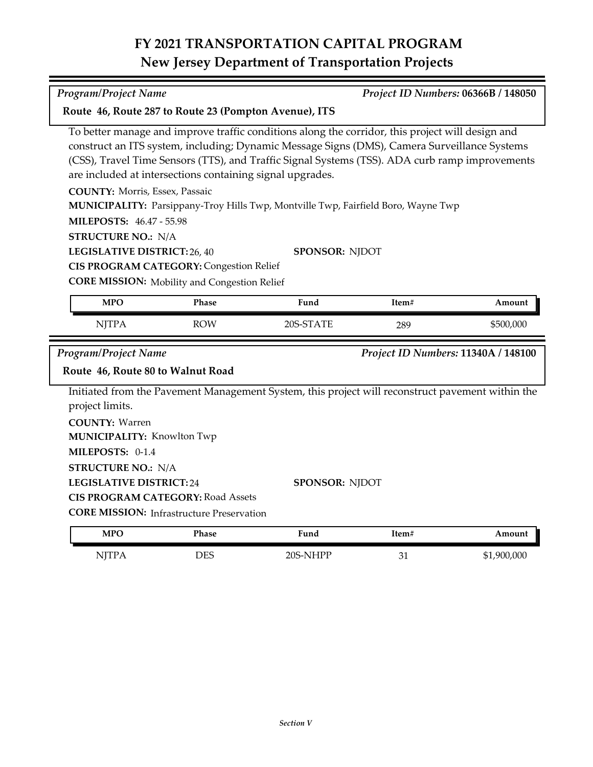# FY 2021 TRANSPORTATION CAPITAL PROGRAM
## New Jersey Department of Transportation Projects

*Program/Project Name* — *Project ID Numbers:* **06366B / 148050**

**Route 46, Route 287 to Route 23 (Pompton Avenue), ITS**

To better manage and improve traffic conditions along the corridor, this project will design and construct an ITS system, including; Dynamic Message Signs (DMS), Camera Surveillance Systems (CSS), Travel Time Sensors (TTS), and Traffic Signal Systems (TSS). ADA curb ramp improvements are included at intersections containing signal upgrades.

**COUNTY:** Morris, Essex, Passaic
**MUNICIPALITY:** Parsippany-Troy Hills Twp, Montville Twp, Fairfield Boro, Wayne Twp
**MILEPOSTS:** 46.47 - 55.98
**STRUCTURE NO.:** N/A
**LEGISLATIVE DISTRICT:** 26, 40
**SPONSOR:** NJDOT
**CIS PROGRAM CATEGORY:** Congestion Relief
**CORE MISSION:** Mobility and Congestion Relief

| MPO | Phase | Fund | Item# | Amount |
|---|---|---|---|---|
| NJTPA | ROW | 20S-STATE | 289 | $500,000 |

*Program/Project Name* — *Project ID Numbers:* **11340A / 148100**

**Route 46, Route 80 to Walnut Road**

Initiated from the Pavement Management System, this project will reconstruct pavement within the project limits.

**COUNTY:** Warren
**MUNICIPALITY:** Knowlton Twp
**MILEPOSTS:** 0-1.4
**STRUCTURE NO.:** N/A
**LEGISLATIVE DISTRICT:** 24
**SPONSOR:** NJDOT
**CIS PROGRAM CATEGORY:** Road Assets
**CORE MISSION:** Infrastructure Preservation

| MPO | Phase | Fund | Item# | Amount |
|---|---|---|---|---|
| NJTPA | DES | 20S-NHPP | 31 | $1,900,000 |

*Section V*